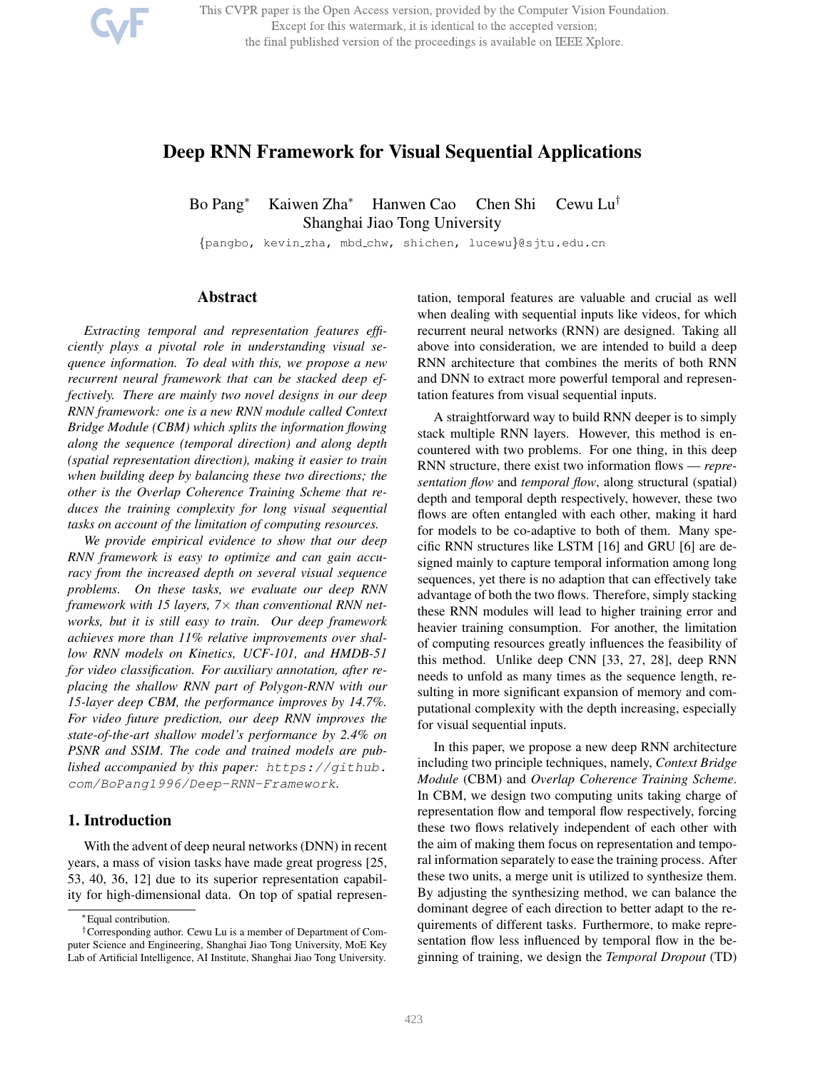# Deep RNN Framework for Visual Sequential Applications

Bo Pang* Kaiwen Zha* Hanwen Cao Chen Shi Cewu Lu†

Shanghai Jiao Tong University

{pangbo, kevin_zha, mbd_chw, shichen, lucewu}@sjtu.edu.cn

## Abstract

*Extracting temporal and representation features efficiently plays a pivotal role in understanding visual sequence information. To deal with this, we propose a new recurrent neural framework that can be stacked deep effectively. There are mainly two novel designs in our deep RNN framework: one is a new RNN module called Context Bridge Module (CBM) which splits the information flowing along the sequence (temporal direction) and along depth (spatial representation direction), making it easier to train when building deep by balancing these two directions; the other is the Overlap Coherence Training Scheme that reduces the training complexity for long visual sequential tasks on account of the limitation of computing resources.*

*We provide empirical evidence to show that our deep RNN framework is easy to optimize and can gain accuracy from the increased depth on several visual sequence problems. On these tasks, we evaluate our deep RNN framework with 15 layers, 7× than conventional RNN networks, but it is still easy to train. Our deep framework achieves more than 11% relative improvements over shallow RNN models on Kinetics, UCF-101, and HMDB-51 for video classification. For auxiliary annotation, after replacing the shallow RNN part of Polygon-RNN with our 15-layer deep CBM, the performance improves by 14.7%. For video future prediction, our deep RNN improves the state-of-the-art shallow model's performance by 2.4% on PSNR and SSIM. The code and trained models are published accompanied by this paper: https://github.com/BoPang1996/Deep-RNN-Framework.*

## 1. Introduction

With the advent of deep neural networks (DNN) in recent years, a mass of vision tasks have made great progress [25, 53, 40, 36, 12] due to its superior representation capability for high-dimensional data. On top of spatial representation, temporal features are valuable and crucial as well when dealing with sequential inputs like videos, for which recurrent neural networks (RNN) are designed. Taking all above into consideration, we are intended to build a deep RNN architecture that combines the merits of both RNN and DNN to extract more powerful temporal and representation features from visual sequential inputs.

A straightforward way to build RNN deeper is to simply stack multiple RNN layers. However, this method is encountered with two problems. For one thing, in this deep RNN structure, there exist two information flows — *representation flow* and *temporal flow*, along structural (spatial) depth and temporal depth respectively, however, these two flows are often entangled with each other, making it hard for models to be co-adaptive to both of them. Many specific RNN structures like LSTM [16] and GRU [6] are designed mainly to capture temporal information among long sequences, yet there is no adaption that can effectively take advantage of both the two flows. Therefore, simply stacking these RNN modules will lead to higher training error and heavier training consumption. For another, the limitation of computing resources greatly influences the feasibility of this method. Unlike deep CNN [33, 27, 28], deep RNN needs to unfold as many times as the sequence length, resulting in more significant expansion of memory and computational complexity with the depth increasing, especially for visual sequential inputs.

In this paper, we propose a new deep RNN architecture including two principle techniques, namely, *Context Bridge Module* (CBM) and *Overlap Coherence Training Scheme*. In CBM, we design two computing units taking charge of representation flow and temporal flow respectively, forcing these two flows relatively independent of each other with the aim of making them focus on representation and temporal information separately to ease the training process. After these two units, a merge unit is utilized to synthesize them. By adjusting the synthesizing method, we can balance the dominant degree of each direction to better adapt to the requirements of different tasks. Furthermore, to make representation flow less influenced by temporal flow in the beginning of training, we design the *Temporal Dropout* (TD)

*Equal contribution.

†Corresponding author. Cewu Lu is a member of Department of Computer Science and Engineering, Shanghai Jiao Tong University, MoE Key Lab of Artificial Intelligence, AI Institute, Shanghai Jiao Tong University.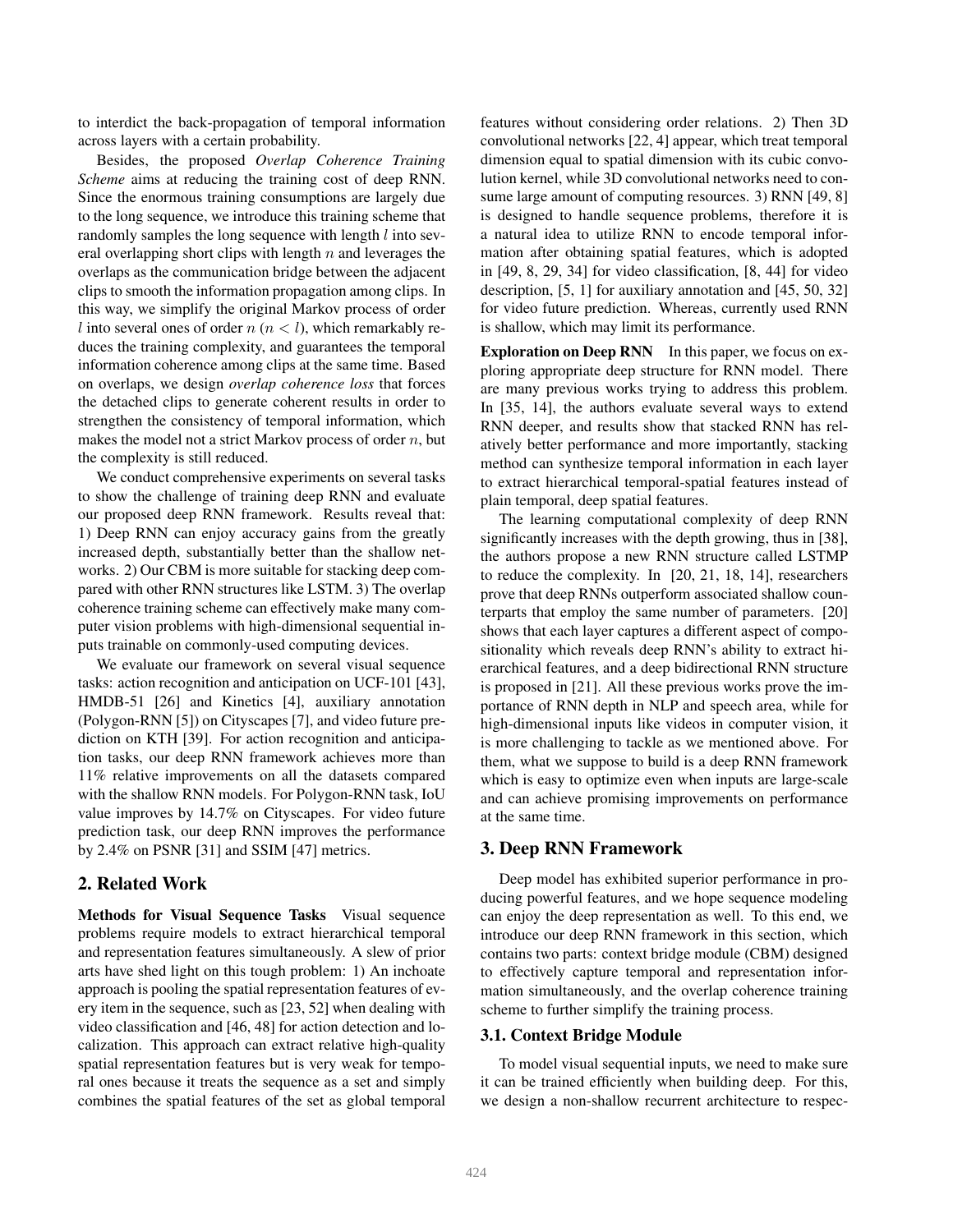to interdict the back-propagation of temporal information across layers with a certain probability.

Besides, the proposed *Overlap Coherence Training Scheme* aims at reducing the training cost of deep RNN. Since the enormous training consumptions are largely due to the long sequence, we introduce this training scheme that randomly samples the long sequence with length $l$ into several overlapping short clips with length $n$ and leverages the overlaps as the communication bridge between the adjacent clips to smooth the information propagation among clips. In this way, we simplify the original Markov process of order $l$ into several ones of order $n$ ($n < l$), which remarkably reduces the training complexity, and guarantees the temporal information coherence among clips at the same time. Based on overlaps, we design *overlap coherence loss* that forces the detached clips to generate coherent results in order to strengthen the consistency of temporal information, which makes the model not a strict Markov process of order $n$, but the complexity is still reduced.

We conduct comprehensive experiments on several tasks to show the challenge of training deep RNN and evaluate our proposed deep RNN framework. Results reveal that: 1) Deep RNN can enjoy accuracy gains from the greatly increased depth, substantially better than the shallow networks. 2) Our CBM is more suitable for stacking deep compared with other RNN structures like LSTM. 3) The overlap coherence training scheme can effectively make many computer vision problems with high-dimensional sequential inputs trainable on commonly-used computing devices.

We evaluate our framework on several visual sequence tasks: action recognition and anticipation on UCF-101 [43], HMDB-51 [26] and Kinetics [4], auxiliary annotation (Polygon-RNN [5]) on Cityscapes [7], and video future prediction on KTH [39]. For action recognition and anticipation tasks, our deep RNN framework achieves more than 11% relative improvements on all the datasets compared with the shallow RNN models. For Polygon-RNN task, IoU value improves by 14.7% on Cityscapes. For video future prediction task, our deep RNN improves the performance by 2.4% on PSNR [31] and SSIM [47] metrics.

## 2. Related Work

**Methods for Visual Sequence Tasks** Visual sequence problems require models to extract hierarchical temporal and representation features simultaneously. A slew of prior arts have shed light on this tough problem: 1) An inchoate approach is pooling the spatial representation features of every item in the sequence, such as [23, 52] when dealing with video classification and [46, 48] for action detection and localization. This approach can extract relative high-quality spatial representation features but is very weak for temporal ones because it treats the sequence as a set and simply combines the spatial features of the set as global temporal features without considering order relations. 2) Then 3D convolutional networks [22, 4] appear, which treat temporal dimension equal to spatial dimension with its cubic convolution kernel, while 3D convolutional networks need to consume large amount of computing resources. 3) RNN [49, 8] is designed to handle sequence problems, therefore it is a natural idea to utilize RNN to encode temporal information after obtaining spatial features, which is adopted in [49, 8, 29, 34] for video classification, [8, 44] for video description, [5, 1] for auxiliary annotation and [45, 50, 32] for video future prediction. Whereas, currently used RNN is shallow, which may limit its performance.

**Exploration on Deep RNN** In this paper, we focus on exploring appropriate deep structure for RNN model. There are many previous works trying to address this problem. In [35, 14], the authors evaluate several ways to extend RNN deeper, and results show that stacked RNN has relatively better performance and more importantly, stacking method can synthesize temporal information in each layer to extract hierarchical temporal-spatial features instead of plain temporal, deep spatial features.

The learning computational complexity of deep RNN significantly increases with the depth growing, thus in [38], the authors propose a new RNN structure called LSTMP to reduce the complexity. In [20, 21, 18, 14], researchers prove that deep RNNs outperform associated shallow counterparts that employ the same number of parameters. [20] shows that each layer captures a different aspect of compositionality which reveals deep RNN's ability to extract hierarchical features, and a deep bidirectional RNN structure is proposed in [21]. All these previous works prove the importance of RNN depth in NLP and speech area, while for high-dimensional inputs like videos in computer vision, it is more challenging to tackle as we mentioned above. For them, what we suppose to build is a deep RNN framework which is easy to optimize even when inputs are large-scale and can achieve promising improvements on performance at the same time.

## 3. Deep RNN Framework

Deep model has exhibited superior performance in producing powerful features, and we hope sequence modeling can enjoy the deep representation as well. To this end, we introduce our deep RNN framework in this section, which contains two parts: context bridge module (CBM) designed to effectively capture temporal and representation information simultaneously, and the overlap coherence training scheme to further simplify the training process.

### 3.1. Context Bridge Module

To model visual sequential inputs, we need to make sure it can be trained efficiently when building deep. For this, we design a non-shallow recurrent architecture to respec-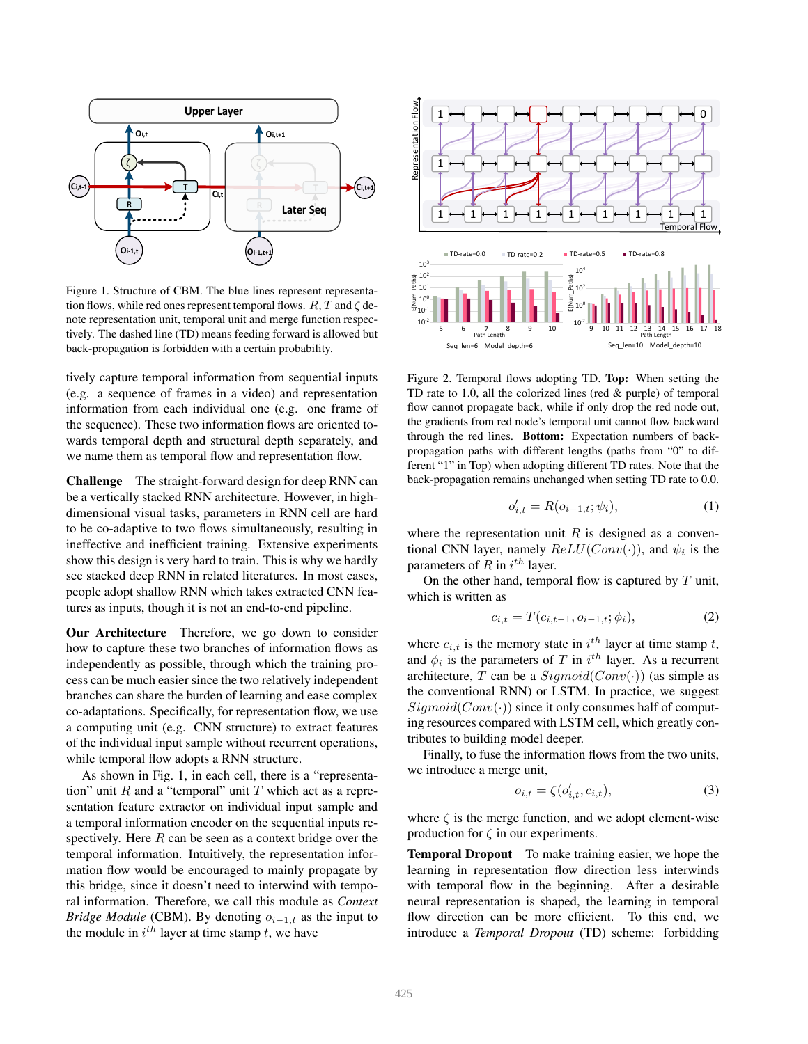Figure 1. Structure of CBM. The blue lines represent representation flows, while red ones represent temporal flows. $R, T$ and $\zeta$ denote representation unit, temporal unit and merge function respectively. The dashed line (TD) means feeding forward is allowed but back-propagation is forbidden with a certain probability.

tively capture temporal information from sequential inputs (e.g. a sequence of frames in a video) and representation information from each individual one (e.g. one frame of the sequence). These two information flows are oriented towards temporal depth and structural depth separately, and we name them as temporal flow and representation flow.

**Challenge** The straight-forward design for deep RNN can be a vertically stacked RNN architecture. However, in high-dimensional visual tasks, parameters in RNN cell are hard to be co-adaptive to two flows simultaneously, resulting in ineffective and inefficient training. Extensive experiments show this design is very hard to train. This is why we hardly see stacked deep RNN in related literatures. In most cases, people adopt shallow RNN which takes extracted CNN features as inputs, though it is not an end-to-end pipeline.

**Our Architecture** Therefore, we go down to consider how to capture these two branches of information flows as independently as possible, through which the training process can be much easier since the two relatively independent branches can share the burden of learning and ease complex co-adaptations. Specifically, for representation flow, we use a computing unit (e.g. CNN structure) to extract features of the individual input sample without recurrent operations, while temporal flow adopts a RNN structure.

As shown in Fig. 1, in each cell, there is a "representation" unit $R$ and a "temporal" unit $T$ which act as a representation feature extractor on individual input sample and a temporal information encoder on the sequential inputs respectively. Here $R$ can be seen as a context bridge over the temporal information. Intuitively, the representation information flow would be encouraged to mainly propagate by this bridge, since it doesn't need to interwind with temporal information. Therefore, we call this module as *Context Bridge Module* (CBM). By denoting $o_{i-1,t}$ as the input to the module in $i^{th}$ layer at time stamp $t$, we have

Figure 2. Temporal flows adopting TD. **Top:** When setting the TD rate to 1.0, all the colorized lines (red & purple) of temporal flow cannot propagate back, while if only drop the red node out, the gradients from red node's temporal unit cannot flow backward through the red lines. **Bottom:** Expectation numbers of back-propagation paths with different lengths (paths from "0" to different "1" in Top) when adopting different TD rates. Note that the back-propagation remains unchanged when setting TD rate to 0.0.

$$o'_{i,t} = R(o_{i-1,t}; \psi_i), \tag{1}$$

where the representation unit $R$ is designed as a conventional CNN layer, namely $ReLU(Conv(\cdot))$, and $\psi_i$ is the parameters of $R$ in $i^{th}$ layer.

On the other hand, temporal flow is captured by $T$ unit, which is written as

$$c_{i,t} = T(c_{i,t-1}, o_{i-1,t}; \phi_i), \tag{2}$$

where $c_{i,t}$ is the memory state in $i^{th}$ layer at time stamp $t$, and $\phi_i$ is the parameters of $T$ in $i^{th}$ layer. As a recurrent architecture, $T$ can be a $Sigmoid(Conv(\cdot))$ (as simple as the conventional RNN) or LSTM. In practice, we suggest $Sigmoid(Conv(\cdot))$ since it only consumes half of computing resources compared with LSTM cell, which greatly contributes to building model deeper.

Finally, to fuse the information flows from the two units, we introduce a merge unit,

$$o_{i,t} = \zeta(o'_{i,t}, c_{i,t}), \tag{3}$$

where $\zeta$ is the merge function, and we adopt element-wise production for $\zeta$ in our experiments.

**Temporal Dropout** To make training easier, we hope the learning in representation flow direction less interwinds with temporal flow in the beginning. After a desirable neural representation is shaped, the learning in temporal flow direction can be more efficient. To this end, we introduce a *Temporal Dropout* (TD) scheme: forbidding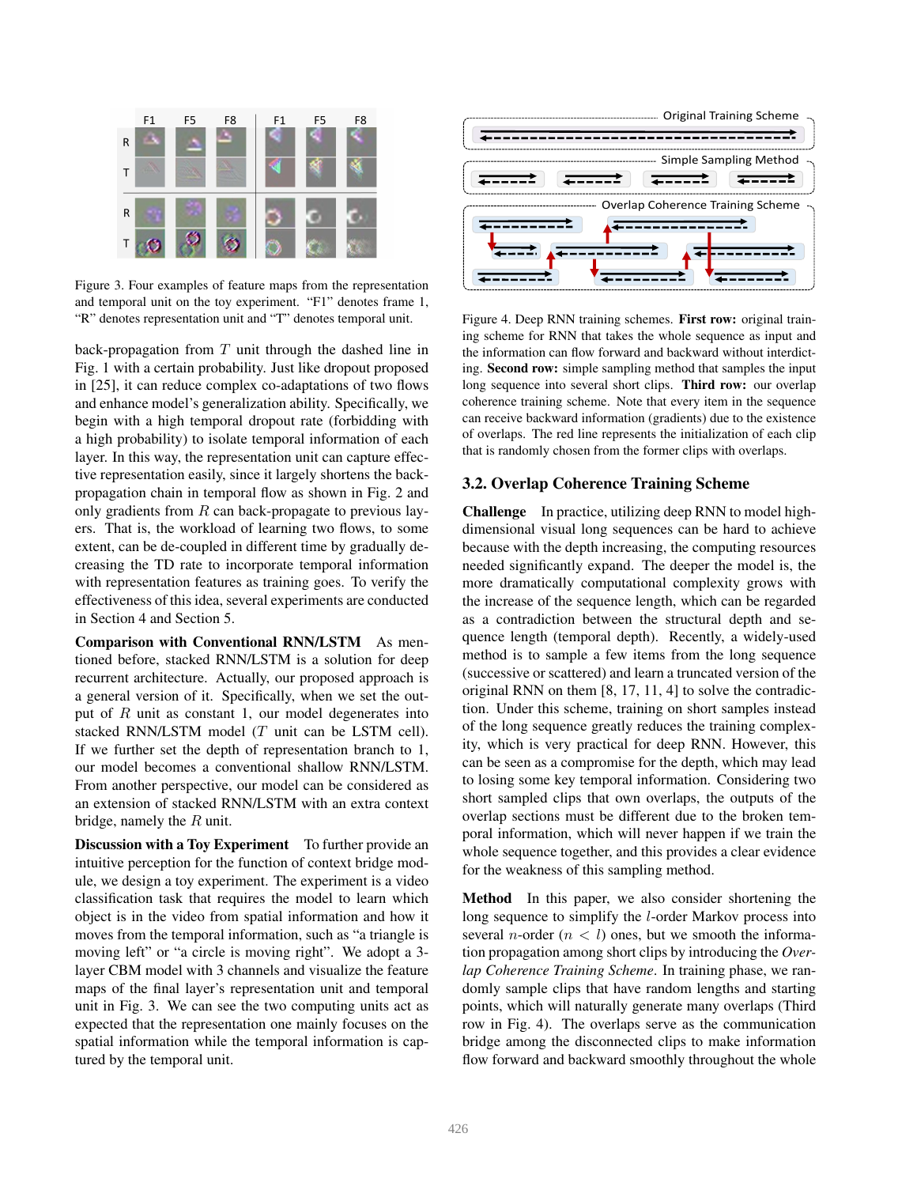Figure 3. Four examples of feature maps from the representation and temporal unit on the toy experiment. "F1" denotes frame 1, "R" denotes representation unit and "T" denotes temporal unit.

back-propagation from $T$ unit through the dashed line in Fig. 1 with a certain probability. Just like dropout proposed in [25], it can reduce complex co-adaptations of two flows and enhance model's generalization ability. Specifically, we begin with a high temporal dropout rate (forbidding with a high probability) to isolate temporal information of each layer. In this way, the representation unit can capture effective representation easily, since it largely shortens the back-propagation chain in temporal flow as shown in Fig. 2 and only gradients from $R$ can back-propagate to previous layers. That is, the workload of learning two flows, to some extent, can be de-coupled in different time by gradually decreasing the TD rate to incorporate temporal information with representation features as training goes. To verify the effectiveness of this idea, several experiments are conducted in Section 4 and Section 5.

**Comparison with Conventional RNN/LSTM** As mentioned before, stacked RNN/LSTM is a solution for deep recurrent architecture. Actually, our proposed approach is a general version of it. Specifically, when we set the output of $R$ unit as constant 1, our model degenerates into stacked RNN/LSTM model ($T$ unit can be LSTM cell). If we further set the depth of representation branch to 1, our model becomes a conventional shallow RNN/LSTM. From another perspective, our model can be considered as an extension of stacked RNN/LSTM with an extra context bridge, namely the $R$ unit.

**Discussion with a Toy Experiment** To further provide an intuitive perception for the function of context bridge module, we design a toy experiment. The experiment is a video classification task that requires the model to learn which object is in the video from spatial information and how it moves from the temporal information, such as "a triangle is moving left" or "a circle is moving right". We adopt a 3-layer CBM model with 3 channels and visualize the feature maps of the final layer's representation unit and temporal unit in Fig. 3. We can see the two computing units act as expected that the representation one mainly focuses on the spatial information while the temporal information is captured by the temporal unit.

Figure 4. Deep RNN training schemes. **First row:** original training scheme for RNN that takes the whole sequence as input and the information can flow forward and backward without interdicting. **Second row:** simple sampling method that samples the input long sequence into several short clips. **Third row:** our overlap coherence training scheme. Note that every item in the sequence can receive backward information (gradients) due to the existence of overlaps. The red line represents the initialization of each clip that is randomly chosen from the former clips with overlaps.

### 3.2. Overlap Coherence Training Scheme

**Challenge** In practice, utilizing deep RNN to model high-dimensional visual long sequences can be hard to achieve because with the depth increasing, the computing resources needed significantly expand. The deeper the model is, the more dramatically computational complexity grows with the increase of the sequence length, which can be regarded as a contradiction between the structural depth and sequence length (temporal depth). Recently, a widely-used method is to sample a few items from the long sequence (successive or scattered) and learn a truncated version of the original RNN on them [8, 17, 11, 4] to solve the contradiction. Under this scheme, training on short samples instead of the long sequence greatly reduces the training complexity, which is very practical for deep RNN. However, this can be seen as a compromise for the depth, which may lead to losing some key temporal information. Considering two short sampled clips that own overlaps, the outputs of the overlap sections must be different due to the broken temporal information, which will never happen if we train the whole sequence together, and this provides a clear evidence for the weakness of this sampling method.

**Method** In this paper, we also consider shortening the long sequence to simplify the $l$-order Markov process into several $n$-order ($n < l$) ones, but we smooth the information propagation among short clips by introducing the *Overlap Coherence Training Scheme*. In training phase, we randomly sample clips that have random lengths and starting points, which will naturally generate many overlaps (Third row in Fig. 4). The overlaps serve as the communication bridge among the disconnected clips to make information flow forward and backward smoothly throughout the whole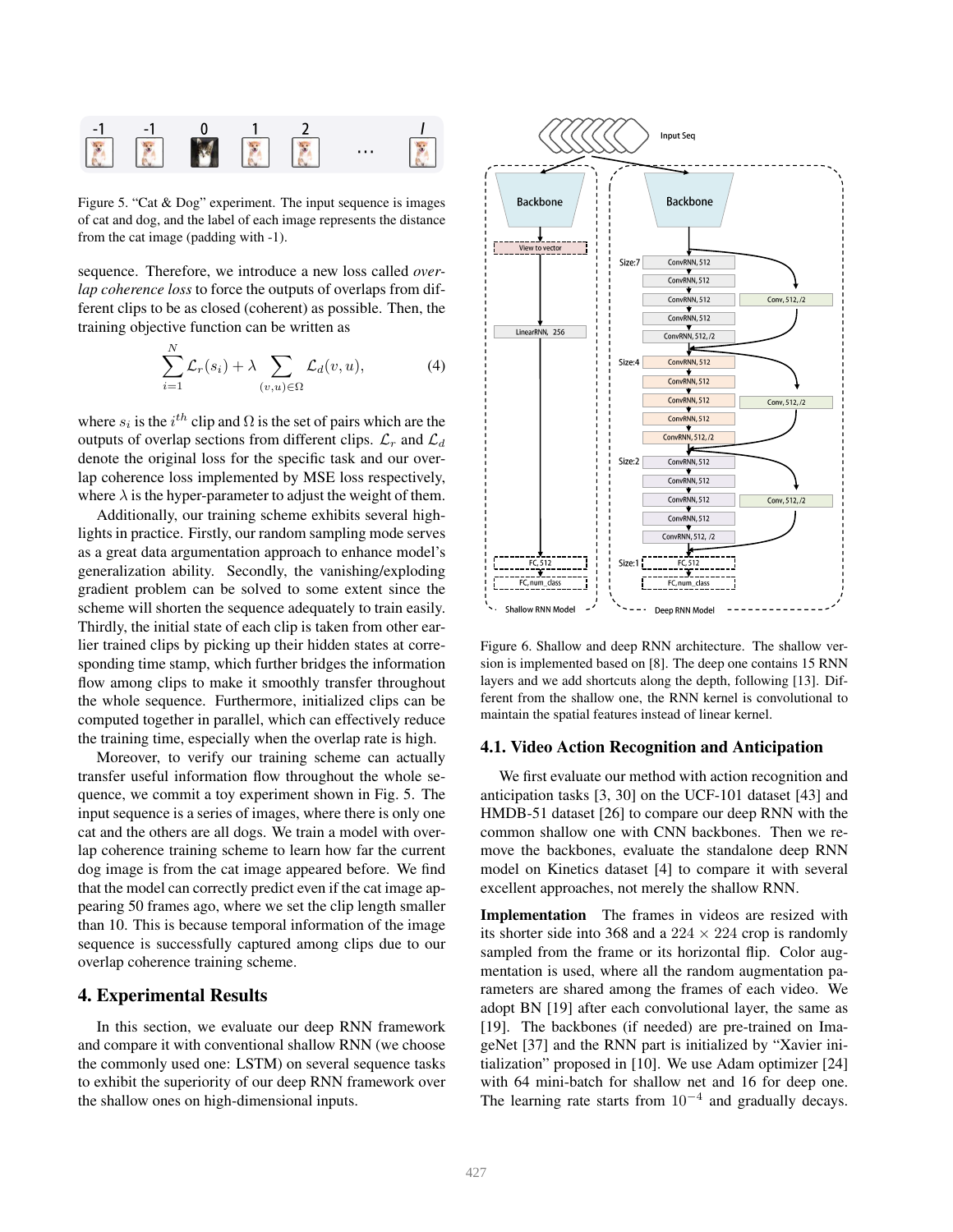Figure 5. "Cat & Dog" experiment. The input sequence is images of cat and dog, and the label of each image represents the distance from the cat image (padding with -1).

sequence. Therefore, we introduce a new loss called *overlap coherence loss* to force the outputs of overlaps from different clips to be as closed (coherent) as possible. Then, the training objective function can be written as

$$\sum_{i=1}^{N} \mathcal{L}_r(s_i) + \lambda \sum_{(v,u)\in\Omega} \mathcal{L}_d(v, u), \tag{4}$$

where $s_i$ is the $i^{th}$ clip and $\Omega$ is the set of pairs which are the outputs of overlap sections from different clips. $\mathcal{L}_r$ and $\mathcal{L}_d$ denote the original loss for the specific task and our overlap coherence loss implemented by MSE loss respectively, where $\lambda$ is the hyper-parameter to adjust the weight of them.

Additionally, our training scheme exhibits several highlights in practice. Firstly, our random sampling mode serves as a great data argumentation approach to enhance model's generalization ability. Secondly, the vanishing/exploding gradient problem can be solved to some extent since the scheme will shorten the sequence adequately to train easily. Thirdly, the initial state of each clip is taken from other earlier trained clips by picking up their hidden states at corresponding time stamp, which further bridges the information flow among clips to make it smoothly transfer throughout the whole sequence. Furthermore, initialized clips can be computed together in parallel, which can effectively reduce the training time, especially when the overlap rate is high.

Moreover, to verify our training scheme can actually transfer useful information flow throughout the whole sequence, we commit a toy experiment shown in Fig. 5. The input sequence is a series of images, where there is only one cat and the others are all dogs. We train a model with overlap coherence training scheme to learn how far the current dog image is from the cat image appeared before. We find that the model can correctly predict even if the cat image appearing 50 frames ago, where we set the clip length smaller than 10. This is because temporal information of the image sequence is successfully captured among clips due to our overlap coherence training scheme.

## 4. Experimental Results

In this section, we evaluate our deep RNN framework and compare it with conventional shallow RNN (we choose the commonly used one: LSTM) on several sequence tasks to exhibit the superiority of our deep RNN framework over the shallow ones on high-dimensional inputs.

Figure 6. Shallow and deep RNN architecture. The shallow version is implemented based on [8]. The deep one contains 15 RNN layers and we add shortcuts along the depth, following [13]. Different from the shallow one, the RNN kernel is convolutional to maintain the spatial features instead of linear kernel.

### 4.1. Video Action Recognition and Anticipation

We first evaluate our method with action recognition and anticipation tasks [3, 30] on the UCF-101 dataset [43] and HMDB-51 dataset [26] to compare our deep RNN with the common shallow one with CNN backbones. Then we remove the backbones, evaluate the standalone deep RNN model on Kinetics dataset [4] to compare it with several excellent approaches, not merely the shallow RNN.

**Implementation** The frames in videos are resized with its shorter side into 368 and a $224 \times 224$ crop is randomly sampled from the frame or its horizontal flip. Color augmentation is used, where all the random augmentation parameters are shared among the frames of each video. We adopt BN [19] after each convolutional layer, the same as [19]. The backbones (if needed) are pre-trained on ImageNet [37] and the RNN part is initialized by "Xavier initialization" proposed in [10]. We use Adam optimizer [24] with 64 mini-batch for shallow net and 16 for deep one. The learning rate starts from $10^{-4}$ and gradually decays.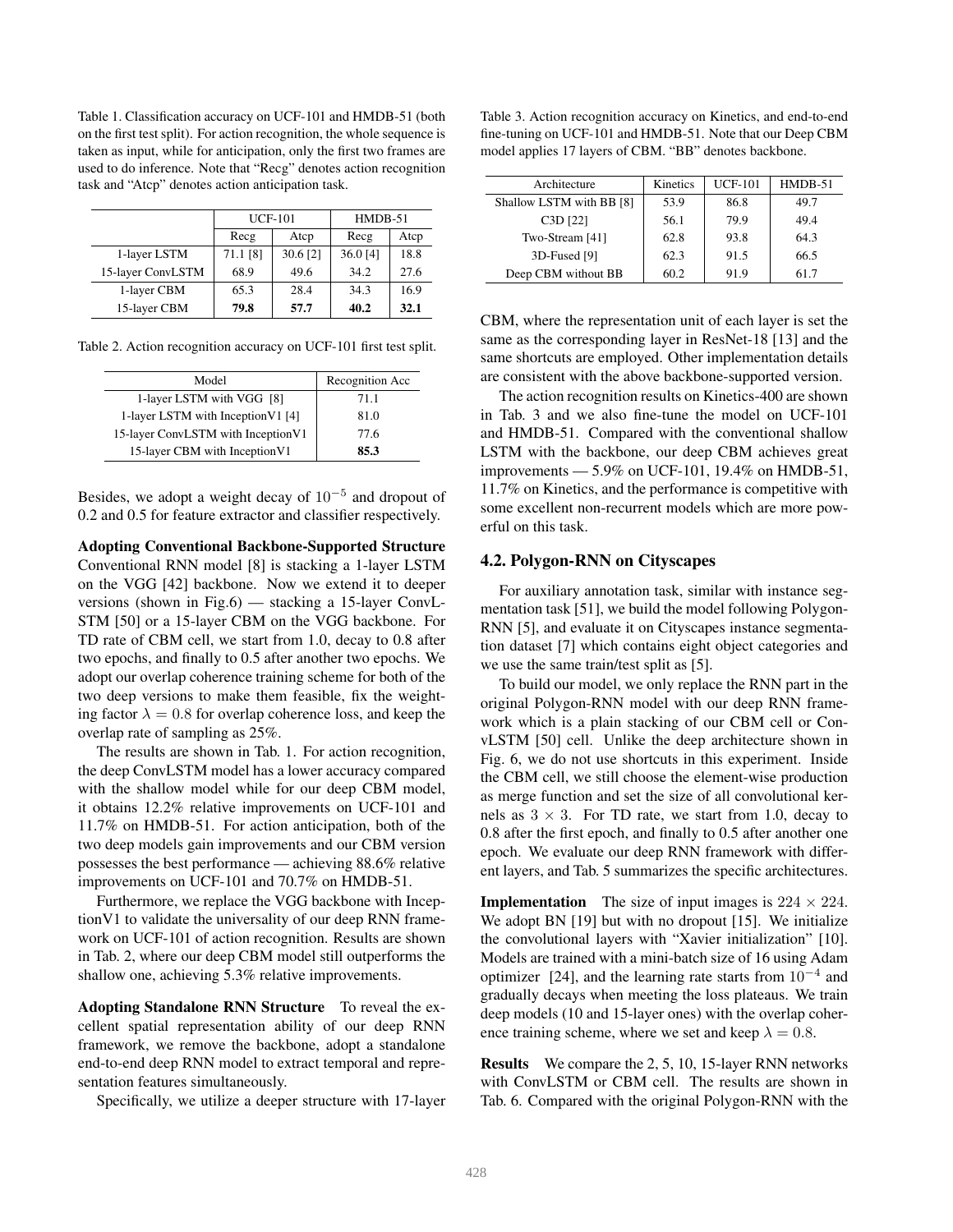Table 1. Classification accuracy on UCF-101 and HMDB-51 (both on the first test split). For action recognition, the whole sequence is taken as input, while for anticipation, only the first two frames are used to do inference. Note that "Recg" denotes action recognition task and "Atcp" denotes action anticipation task.

| | UCF-101 | | HMDB-51 | |
|---|---|---|---|---|
| | Recg | Atcp | Recg | Atcp |
| 1-layer LSTM | 71.1 [8] | 30.6 [2] | 36.0 [4] | 18.8 |
| 15-layer ConvLSTM | 68.9 | 49.6 | 34.2 | 27.6 |
| 1-layer CBM | 65.3 | 28.4 | 34.3 | 16.9 |
| 15-layer CBM | **79.8** | **57.7** | **40.2** | **32.1** |

Table 2. Action recognition accuracy on UCF-101 first test split.

| Model | Recognition Acc |
|---|---|
| 1-layer LSTM with VGG [8] | 71.1 |
| 1-layer LSTM with InceptionV1 [4] | 81.0 |
| 15-layer ConvLSTM with InceptionV1 | 77.6 |
| 15-layer CBM with InceptionV1 | **85.3** |

Besides, we adopt a weight decay of $10^{-5}$ and dropout of 0.2 and 0.5 for feature extractor and classifier respectively.

**Adopting Conventional Backbone-Supported Structure** Conventional RNN model [8] is stacking a 1-layer LSTM on the VGG [42] backbone. Now we extend it to deeper versions (shown in Fig.6) — stacking a 15-layer ConvLSTM [50] or a 15-layer CBM on the VGG backbone. For TD rate of CBM cell, we start from 1.0, decay to 0.8 after two epochs, and finally to 0.5 after another two epochs. We adopt our overlap coherence training scheme for both of the two deep versions to make them feasible, fix the weighting factor $\lambda = 0.8$ for overlap coherence loss, and keep the overlap rate of sampling as 25%.

The results are shown in Tab. 1. For action recognition, the deep ConvLSTM model has a lower accuracy compared with the shallow model while for our deep CBM model, it obtains 12.2% relative improvements on UCF-101 and 11.7% on HMDB-51. For action anticipation, both of the two deep models gain improvements and our CBM version possesses the best performance — achieving 88.6% relative improvements on UCF-101 and 70.7% on HMDB-51.

Furthermore, we replace the VGG backbone with InceptionV1 to validate the universality of our deep RNN framework on UCF-101 of action recognition. Results are shown in Tab. 2, where our deep CBM model still outperforms the shallow one, achieving 5.3% relative improvements.

**Adopting Standalone RNN Structure** To reveal the excellent spatial representation ability of our deep RNN framework, we remove the backbone, adopt a standalone end-to-end deep RNN model to extract temporal and representation features simultaneously.

Specifically, we utilize a deeper structure with 17-layer CBM, where the representation unit of each layer is set the same as the corresponding layer in ResNet-18 [13] and the same shortcuts are employed. Other implementation details are consistent with the above backbone-supported version.

Table 3. Action recognition accuracy on Kinetics, and end-to-end fine-tuning on UCF-101 and HMDB-51. Note that our Deep CBM model applies 17 layers of CBM. "BB" denotes backbone.

| Architecture | Kinetics | UCF-101 | HMDB-51 |
|---|---|---|---|
| Shallow LSTM with BB [8] | 53.9 | 86.8 | 49.7 |
| C3D [22] | 56.1 | 79.9 | 49.4 |
| Two-Stream [41] | 62.8 | 93.8 | 64.3 |
| 3D-Fused [9] | 62.3 | 91.5 | 66.5 |
| Deep CBM without BB | 60.2 | 91.9 | 61.7 |

The action recognition results on Kinetics-400 are shown in Tab. 3 and we also fine-tune the model on UCF-101 and HMDB-51. Compared with the conventional shallow LSTM with the backbone, our deep CBM achieves great improvements — 5.9% on UCF-101, 19.4% on HMDB-51, 11.7% on Kinetics, and the performance is competitive with some excellent non-recurrent models which are more powerful on this task.

## 4.2. Polygon-RNN on Cityscapes

For auxiliary annotation task, similar with instance segmentation task [51], we build the model following Polygon-RNN [5], and evaluate it on Cityscapes instance segmentation dataset [7] which contains eight object categories and we use the same train/test split as [5].

To build our model, we only replace the RNN part in the original Polygon-RNN model with our deep RNN framework which is a plain stacking of our CBM cell or ConvLSTM [50] cell. Unlike the deep architecture shown in Fig. 6, we do not use shortcuts in this experiment. Inside the CBM cell, we still choose the element-wise production as merge function and set the size of all convolutional kernels as $3 \times 3$. For TD rate, we start from 1.0, decay to 0.8 after the first epoch, and finally to 0.5 after another one epoch. We evaluate our deep RNN framework with different layers, and Tab. 5 summarizes the specific architectures.

**Implementation** The size of input images is $224 \times 224$. We adopt BN [19] but with no dropout [15]. We initialize the convolutional layers with "Xavier initialization" [10]. Models are trained with a mini-batch size of 16 using Adam optimizer [24], and the learning rate starts from $10^{-4}$ and gradually decays when meeting the loss plateaus. We train deep models (10 and 15-layer ones) with the overlap coherence training scheme, where we set and keep $\lambda = 0.8$.

**Results** We compare the 2, 5, 10, 15-layer RNN networks with ConvLSTM or CBM cell. The results are shown in Tab. 6. Compared with the original Polygon-RNN with the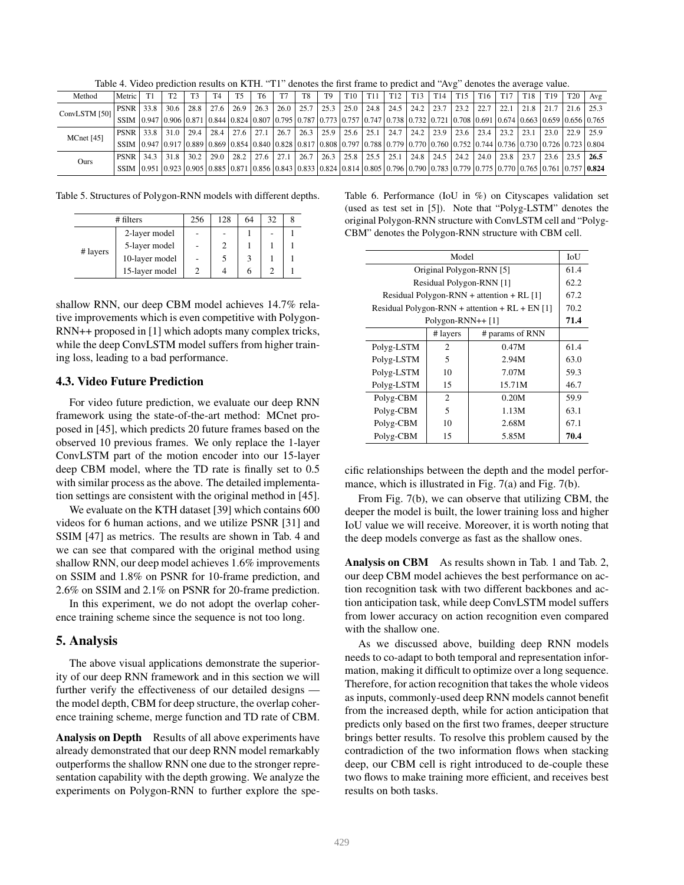Table 4. Video prediction results on KTH. "T1" denotes the first frame to predict and "Avg" denotes the average value.

| Method | Metric | T1 | T2 | T3 | T4 | T5 | T6 | T7 | T8 | T9 | T10 | T11 | T12 | T13 | T14 | T15 | T16 | T17 | T18 | T19 | T20 | Avg |
|---|---|---|---|---|---|---|---|---|---|---|---|---|---|---|---|---|---|---|---|---|---|---|
| ConvLSTM [50] | PSNR | 33.8 | 30.6 | 28.8 | 27.6 | 26.9 | 26.3 | 26.0 | 25.7 | 25.3 | 25.0 | 24.8 | 24.5 | 24.2 | 23.7 | 23.2 | 22.7 | 22.1 | 21.8 | 21.7 | 21.6 | 25.3 |
| | SSIM | 0.947 | 0.906 | 0.871 | 0.844 | 0.824 | 0.807 | 0.795 | 0.787 | 0.773 | 0.757 | 0.747 | 0.738 | 0.732 | 0.721 | 0.708 | 0.691 | 0.674 | 0.663 | 0.659 | 0.656 | 0.765 |
| MCnet [45] | PSNR | 33.8 | 31.0 | 29.4 | 28.4 | 27.6 | 27.1 | 26.7 | 26.3 | 25.9 | 25.6 | 25.1 | 24.7 | 24.2 | 23.9 | 23.6 | 23.4 | 23.2 | 23.1 | 23.0 | 22.9 | 25.9 |
| | SSIM | 0.947 | 0.917 | 0.889 | 0.869 | 0.854 | 0.840 | 0.828 | 0.817 | 0.808 | 0.797 | 0.788 | 0.779 | 0.770 | 0.760 | 0.752 | 0.744 | 0.736 | 0.730 | 0.726 | 0.723 | 0.804 |
| Ours | PSNR | 34.3 | 31.8 | 30.2 | 29.0 | 28.2 | 27.6 | 27.1 | 26.7 | 26.3 | 25.8 | 25.5 | 25.1 | 24.8 | 24.5 | 24.2 | 24.0 | 23.8 | 23.7 | 23.6 | 23.5 | **26.5** |
| | SSIM | 0.951 | 0.923 | 0.905 | 0.885 | 0.871 | 0.856 | 0.843 | 0.833 | 0.824 | 0.814 | 0.805 | 0.796 | 0.790 | 0.783 | 0.779 | 0.775 | 0.770 | 0.765 | 0.761 | 0.757 | **0.824** |

Table 5. Structures of Polygon-RNN models with different depths.

| # filters | | 256 | 128 | 64 | 32 | 8 |
|---|---|---|---|---|---|---|
| # layers | 2-layer model | - | - | 1 | - | 1 |
| | 5-layer model | - | 2 | 1 | 1 | 1 |
| | 10-layer model | - | 5 | 3 | 1 | 1 |
| | 15-layer model | 2 | 4 | 6 | 2 | 1 |

shallow RNN, our deep CBM model achieves 14.7% relative improvements which is even competitive with Polygon-RNN++ proposed in [1] which adopts many complex tricks, while the deep ConvLSTM model suffers from higher training loss, leading to a bad performance.

### 4.3. Video Future Prediction

For video future prediction, we evaluate our deep RNN framework using the state-of-the-art method: MCnet proposed in [45], which predicts 20 future frames based on the observed 10 previous frames. We only replace the 1-layer ConvLSTM part of the motion encoder into our 15-layer deep CBM model, where the TD rate is finally set to 0.5 with similar process as the above. The detailed implementation settings are consistent with the original method in [45].

We evaluate on the KTH dataset [39] which contains 600 videos for 6 human actions, and we utilize PSNR [31] and SSIM [47] as metrics. The results are shown in Tab. 4 and we can see that compared with the original method using shallow RNN, our deep model achieves 1.6% improvements on SSIM and 1.8% on PSNR for 10-frame prediction, and 2.6% on SSIM and 2.1% on PSNR for 20-frame prediction.

In this experiment, we do not adopt the overlap coherence training scheme since the sequence is not too long.

## 5. Analysis

The above visual applications demonstrate the superiority of our deep RNN framework and in this section we will further verify the effectiveness of our detailed designs — the model depth, CBM for deep structure, the overlap coherence training scheme, merge function and TD rate of CBM.

**Analysis on Depth** Results of all above experiments have already demonstrated that our deep RNN model remarkably outperforms the shallow RNN one due to the stronger representation capability with the depth growing. We analyze the experiments on Polygon-RNN to further explore the specific relationships between the depth and the model performance, which is illustrated in Fig. 7(a) and Fig. 7(b).

Table 6. Performance (IoU in %) on Cityscapes validation set (used as test set in [5]). Note that "Polyg-LSTM" denotes the original Polygon-RNN structure with ConvLSTM cell and "Polyg-CBM" denotes the Polygon-RNN structure with CBM cell.

| Model | | | IoU |
|---|---|---|---|
| Original Polygon-RNN [5] | | | 61.4 |
| Residual Polygon-RNN [1] | | | 62.2 |
| Residual Polygon-RNN + attention + RL [1] | | | 67.2 |
| Residual Polygon-RNN + attention + RL + EN [1] | | | 70.2 |
| Polygon-RNN++ [1] | | | **71.4** |
| | # layers | # params of RNN | |
| Polyg-LSTM | 2 | 0.47M | 61.4 |
| Polyg-LSTM | 5 | 2.94M | 63.0 |
| Polyg-LSTM | 10 | 7.07M | 59.3 |
| Polyg-LSTM | 15 | 15.71M | 46.7 |
| Polyg-CBM | 2 | 0.20M | 59.9 |
| Polyg-CBM | 5 | 1.13M | 63.1 |
| Polyg-CBM | 10 | 2.68M | 67.1 |
| Polyg-CBM | 15 | 5.85M | **70.4** |

From Fig. 7(b), we can observe that utilizing CBM, the deeper the model is built, the lower training loss and higher IoU value we will receive. Moreover, it is worth noting that the deep models converge as fast as the shallow ones.

**Analysis on CBM** As results shown in Tab. 1 and Tab. 2, our deep CBM model achieves the best performance on action recognition task with two different backbones and action anticipation task, while deep ConvLSTM model suffers from lower accuracy on action recognition even compared with the shallow one.

As we discussed above, building deep RNN models needs to co-adapt to both temporal and representation information, making it difficult to optimize over a long sequence. Therefore, for action recognition that takes the whole videos as inputs, commonly-used deep RNN models cannot benefit from the increased depth, while for action anticipation that predicts only based on the first two frames, deeper structure brings better results. To resolve this problem caused by the contradiction of the two information flows when stacking deep, our CBM cell is right introduced to de-couple these two flows to make training more efficient, and receives best results on both tasks.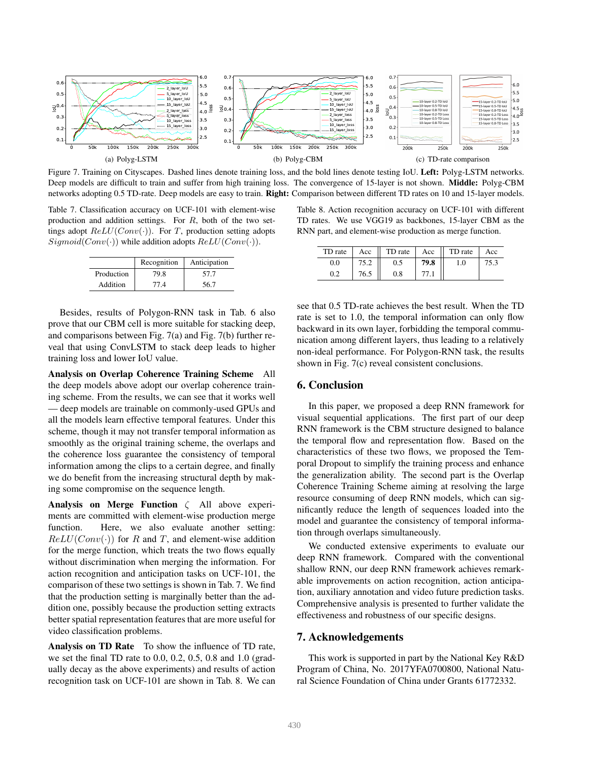Figure 7. Training on Cityscapes. Dashed lines denote training loss, and the bold lines denote testing IoU. **Left:** Polyg-LSTM networks. Deep models are difficult to train and suffer from high training loss. The convergence of 15-layer is not shown. **Middle:** Polyg-CBM networks adopting 0.5 TD-rate. Deep models are easy to train. **Right:** Comparison between different TD rates on 10 and 15-layer models.

(a) Polyg-LSTM (b) Polyg-CBM (c) TD-rate comparison

Table 7. Classification accuracy on UCF-101 with element-wise production and addition settings. For $R$, both of the two settings adopt $ReLU(Conv(\cdot))$. For $T$, production setting adopts $Sigmoid(Conv(\cdot))$ while addition adopts $ReLU(Conv(\cdot))$.

| | Recognition | Anticipation |
|---|---|---|
| Production | 79.8 | 57.7 |
| Addition | 77.4 | 56.7 |

Besides, results of Polygon-RNN task in Tab. 6 also prove that our CBM cell is more suitable for stacking deep, and comparisons between Fig. 7(a) and Fig. 7(b) further reveal that using ConvLSTM to stack deep leads to higher training loss and lower IoU value.

**Analysis on Overlap Coherence Training Scheme** All the deep models above adopt our overlap coherence training scheme. From the results, we can see that it works well — deep models are trainable on commonly-used GPUs and all the models learn effective temporal features. Under this scheme, though it may not transfer temporal information as smoothly as the original training scheme, the overlaps and the coherence loss guarantee the consistency of temporal information among the clips to a certain degree, and finally we do benefit from the increasing structural depth by making some compromise on the sequence length.

**Analysis on Merge Function** $\zeta$ All above experiments are committed with element-wise production merge function. Here, we also evaluate another setting: $ReLU(Conv(\cdot))$ for $R$ and $T$, and element-wise addition for the merge function, which treats the two flows equally without discrimination when merging the information. For action recognition and anticipation tasks on UCF-101, the comparison of these two settings is shown in Tab. 7. We find that the production setting is marginally better than the addition one, possibly because the production setting extracts better spatial representation features that are more useful for video classification problems.

**Analysis on TD Rate** To show the influence of TD rate, we set the final TD rate to 0.0, 0.2, 0.5, 0.8 and 1.0 (gradually decay as the above experiments) and results of action recognition task on UCF-101 are shown in Tab. 8. We can

Table 8. Action recognition accuracy on UCF-101 with different TD rates. We use VGG19 as backbones, 15-layer CBM as the RNN part, and element-wise production as merge function.

| TD rate | Acc | TD rate | Acc | TD rate | Acc |
|---|---|---|---|---|---|
| 0.0 | 75.2 | 0.5 | **79.8** | 1.0 | 75.3 |
| 0.2 | 76.5 | 0.8 | 77.1 | | |

see that 0.5 TD-rate achieves the best result. When the TD rate is set to 1.0, the temporal information can only flow backward in its own layer, forbidding the temporal communication among different layers, thus leading to a relatively non-ideal performance. For Polygon-RNN task, the results shown in Fig. 7(c) reveal consistent conclusions.

## 6. Conclusion

In this paper, we proposed a deep RNN framework for visual sequential applications. The first part of our deep RNN framework is the CBM structure designed to balance the temporal flow and representation flow. Based on the characteristics of these two flows, we proposed the Temporal Dropout to simplify the training process and enhance the generalization ability. The second part is the Overlap Coherence Training Scheme aiming at resolving the large resource consuming of deep RNN models, which can significantly reduce the length of sequences loaded into the model and guarantee the consistency of temporal information through overlaps simultaneously.

We conducted extensive experiments to evaluate our deep RNN framework. Compared with the conventional shallow RNN, our deep RNN framework achieves remarkable improvements on action recognition, action anticipation, auxiliary annotation and video future prediction tasks. Comprehensive analysis is presented to further validate the effectiveness and robustness of our specific designs.

## 7. Acknowledgements

This work is supported in part by the National Key R&D Program of China, No. 2017YFA0700800, National Natural Science Foundation of China under Grants 61772332.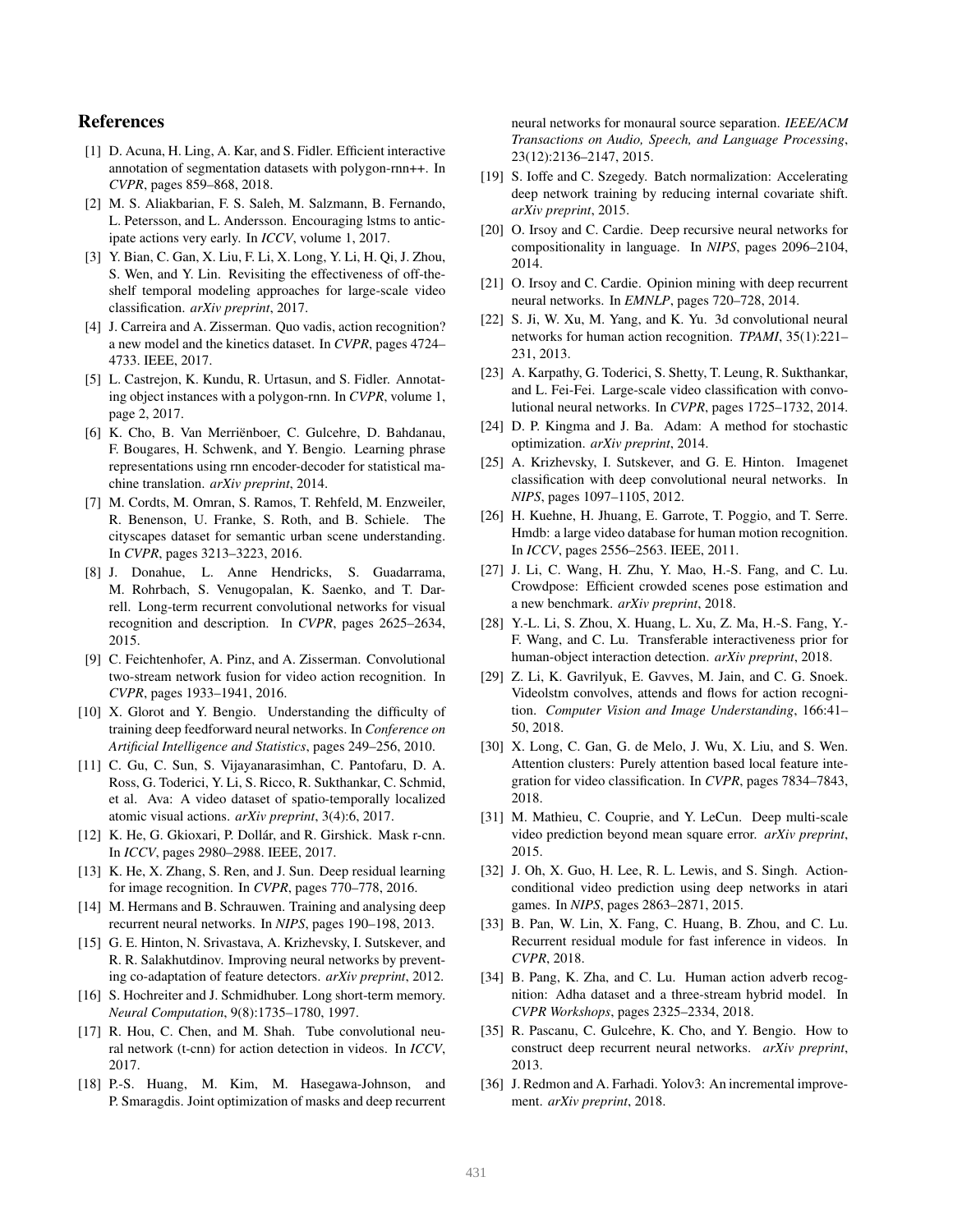## References

[1] D. Acuna, H. Ling, A. Kar, and S. Fidler. Efficient interactive annotation of segmentation datasets with polygon-rnn++. In *CVPR*, pages 859–868, 2018.

[2] M. S. Aliakbarian, F. S. Saleh, M. Salzmann, B. Fernando, L. Petersson, and L. Andersson. Encouraging lstms to anticipate actions very early. In *ICCV*, volume 1, 2017.

[3] Y. Bian, C. Gan, X. Liu, F. Li, X. Long, Y. Li, H. Qi, J. Zhou, S. Wen, and Y. Lin. Revisiting the effectiveness of off-the-shelf temporal modeling approaches for large-scale video classification. *arXiv preprint*, 2017.

[4] J. Carreira and A. Zisserman. Quo vadis, action recognition? a new model and the kinetics dataset. In *CVPR*, pages 4724–4733. IEEE, 2017.

[5] L. Castrejon, K. Kundu, R. Urtasun, and S. Fidler. Annotating object instances with a polygon-rnn. In *CVPR*, volume 1, page 2, 2017.

[6] K. Cho, B. Van Merriënboer, C. Gulcehre, D. Bahdanau, F. Bougares, H. Schwenk, and Y. Bengio. Learning phrase representations using rnn encoder-decoder for statistical machine translation. *arXiv preprint*, 2014.

[7] M. Cordts, M. Omran, S. Ramos, T. Rehfeld, M. Enzweiler, R. Benenson, U. Franke, S. Roth, and B. Schiele. The cityscapes dataset for semantic urban scene understanding. In *CVPR*, pages 3213–3223, 2016.

[8] J. Donahue, L. Anne Hendricks, S. Guadarrama, M. Rohrbach, S. Venugopalan, K. Saenko, and T. Darrell. Long-term recurrent convolutional networks for visual recognition and description. In *CVPR*, pages 2625–2634, 2015.

[9] C. Feichtenhofer, A. Pinz, and A. Zisserman. Convolutional two-stream network fusion for video action recognition. In *CVPR*, pages 1933–1941, 2016.

[10] X. Glorot and Y. Bengio. Understanding the difficulty of training deep feedforward neural networks. In *Conference on Artificial Intelligence and Statistics*, pages 249–256, 2010.

[11] C. Gu, C. Sun, S. Vijayanarasimhan, C. Pantofaru, D. A. Ross, G. Toderici, Y. Li, S. Ricco, R. Sukthankar, C. Schmid, et al. Ava: A video dataset of spatio-temporally localized atomic visual actions. *arXiv preprint*, 3(4):6, 2017.

[12] K. He, G. Gkioxari, P. Dollár, and R. Girshick. Mask r-cnn. In *ICCV*, pages 2980–2988. IEEE, 2017.

[13] K. He, X. Zhang, S. Ren, and J. Sun. Deep residual learning for image recognition. In *CVPR*, pages 770–778, 2016.

[14] M. Hermans and B. Schrauwen. Training and analysing deep recurrent neural networks. In *NIPS*, pages 190–198, 2013.

[15] G. E. Hinton, N. Srivastava, A. Krizhevsky, I. Sutskever, and R. R. Salakhutdinov. Improving neural networks by preventing co-adaptation of feature detectors. *arXiv preprint*, 2012.

[16] S. Hochreiter and J. Schmidhuber. Long short-term memory. *Neural Computation*, 9(8):1735–1780, 1997.

[17] R. Hou, C. Chen, and M. Shah. Tube convolutional neural network (t-cnn) for action detection in videos. In *ICCV*, 2017.

[18] P.-S. Huang, M. Kim, M. Hasegawa-Johnson, and P. Smaragdis. Joint optimization of masks and deep recurrent neural networks for monaural source separation. *IEEE/ACM Transactions on Audio, Speech, and Language Processing*, 23(12):2136–2147, 2015.

[19] S. Ioffe and C. Szegedy. Batch normalization: Accelerating deep network training by reducing internal covariate shift. *arXiv preprint*, 2015.

[20] O. Irsoy and C. Cardie. Deep recursive neural networks for compositionality in language. In *NIPS*, pages 2096–2104, 2014.

[21] O. Irsoy and C. Cardie. Opinion mining with deep recurrent neural networks. In *EMNLP*, pages 720–728, 2014.

[22] S. Ji, W. Xu, M. Yang, and K. Yu. 3d convolutional neural networks for human action recognition. *TPAMI*, 35(1):221–231, 2013.

[23] A. Karpathy, G. Toderici, S. Shetty, T. Leung, R. Sukthankar, and L. Fei-Fei. Large-scale video classification with convolutional neural networks. In *CVPR*, pages 1725–1732, 2014.

[24] D. P. Kingma and J. Ba. Adam: A method for stochastic optimization. *arXiv preprint*, 2014.

[25] A. Krizhevsky, I. Sutskever, and G. E. Hinton. Imagenet classification with deep convolutional neural networks. In *NIPS*, pages 1097–1105, 2012.

[26] H. Kuehne, H. Jhuang, E. Garrote, T. Poggio, and T. Serre. Hmdb: a large video database for human motion recognition. In *ICCV*, pages 2556–2563. IEEE, 2011.

[27] J. Li, C. Wang, H. Zhu, Y. Mao, H.-S. Fang, and C. Lu. Crowdpose: Efficient crowded scenes pose estimation and a new benchmark. *arXiv preprint*, 2018.

[28] Y.-L. Li, S. Zhou, X. Huang, L. Xu, Z. Ma, H.-S. Fang, Y.-F. Wang, and C. Lu. Transferable interactiveness prior for human-object interaction detection. *arXiv preprint*, 2018.

[29] Z. Li, K. Gavrilyuk, E. Gavves, M. Jain, and C. G. Snoek. Videolstm convolves, attends and flows for action recognition. *Computer Vision and Image Understanding*, 166:41–50, 2018.

[30] X. Long, C. Gan, G. de Melo, J. Wu, X. Liu, and S. Wen. Attention clusters: Purely attention based local feature integration for video classification. In *CVPR*, pages 7834–7843, 2018.

[31] M. Mathieu, C. Couprie, and Y. LeCun. Deep multi-scale video prediction beyond mean square error. *arXiv preprint*, 2015.

[32] J. Oh, X. Guo, H. Lee, R. L. Lewis, and S. Singh. Action-conditional video prediction using deep networks in atari games. In *NIPS*, pages 2863–2871, 2015.

[33] B. Pan, W. Lin, X. Fang, C. Huang, B. Zhou, and C. Lu. Recurrent residual module for fast inference in videos. In *CVPR*, 2018.

[34] B. Pang, K. Zha, and C. Lu. Human action adverb recognition: Adha dataset and a three-stream hybrid model. In *CVPR Workshops*, pages 2325–2334, 2018.

[35] R. Pascanu, C. Gulcehre, K. Cho, and Y. Bengio. How to construct deep recurrent neural networks. *arXiv preprint*, 2013.

[36] J. Redmon and A. Farhadi. Yolov3: An incremental improvement. *arXiv preprint*, 2018.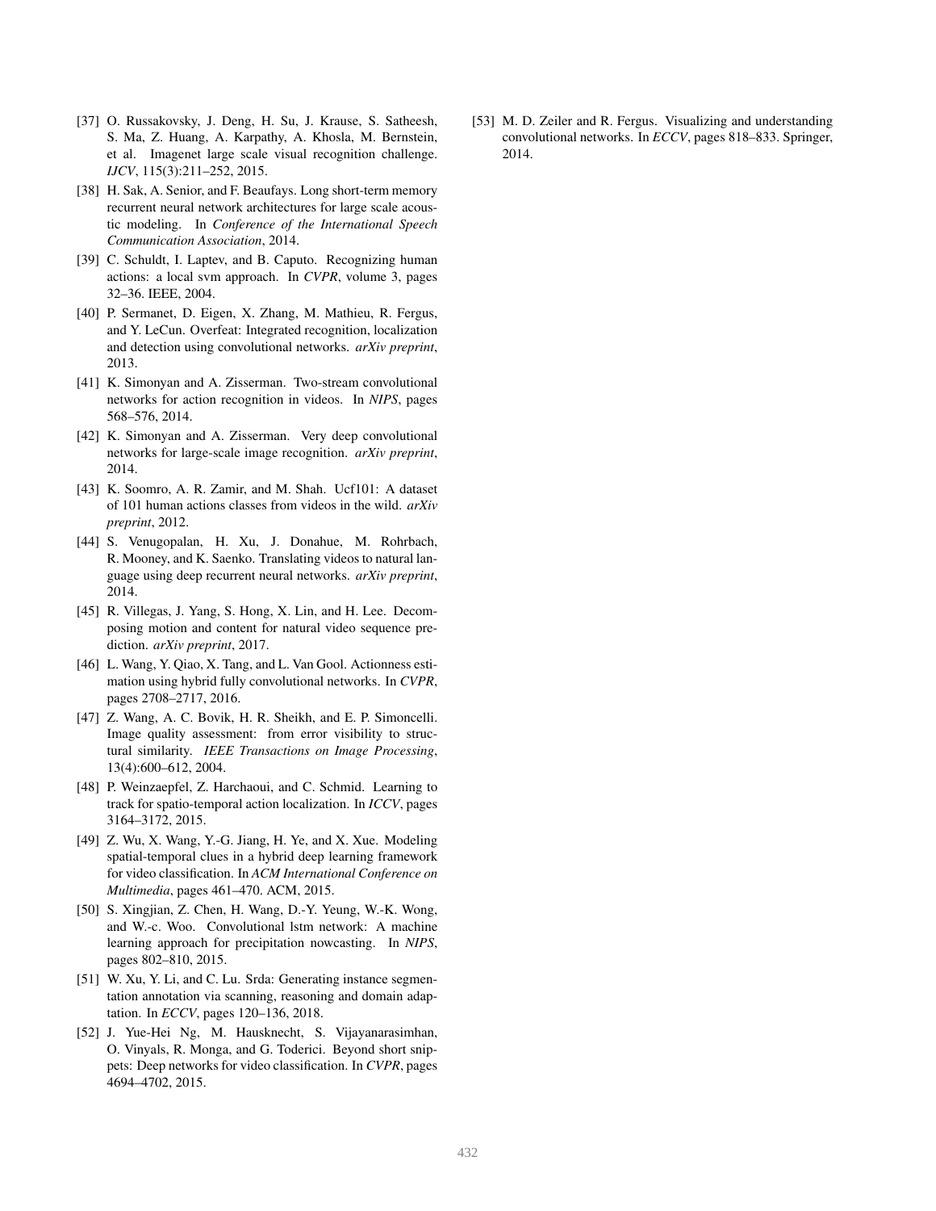[37] O. Russakovsky, J. Deng, H. Su, J. Krause, S. Satheesh, S. Ma, Z. Huang, A. Karpathy, A. Khosla, M. Bernstein, et al. Imagenet large scale visual recognition challenge. *IJCV*, 115(3):211–252, 2015.

[38] H. Sak, A. Senior, and F. Beaufays. Long short-term memory recurrent neural network architectures for large scale acoustic modeling. In *Conference of the International Speech Communication Association*, 2014.

[39] C. Schuldt, I. Laptev, and B. Caputo. Recognizing human actions: a local svm approach. In *CVPR*, volume 3, pages 32–36. IEEE, 2004.

[40] P. Sermanet, D. Eigen, X. Zhang, M. Mathieu, R. Fergus, and Y. LeCun. Overfeat: Integrated recognition, localization and detection using convolutional networks. *arXiv preprint*, 2013.

[41] K. Simonyan and A. Zisserman. Two-stream convolutional networks for action recognition in videos. In *NIPS*, pages 568–576, 2014.

[42] K. Simonyan and A. Zisserman. Very deep convolutional networks for large-scale image recognition. *arXiv preprint*, 2014.

[43] K. Soomro, A. R. Zamir, and M. Shah. Ucf101: A dataset of 101 human actions classes from videos in the wild. *arXiv preprint*, 2012.

[44] S. Venugopalan, H. Xu, J. Donahue, M. Rohrbach, R. Mooney, and K. Saenko. Translating videos to natural language using deep recurrent neural networks. *arXiv preprint*, 2014.

[45] R. Villegas, J. Yang, S. Hong, X. Lin, and H. Lee. Decomposing motion and content for natural video sequence prediction. *arXiv preprint*, 2017.

[46] L. Wang, Y. Qiao, X. Tang, and L. Van Gool. Actionness estimation using hybrid fully convolutional networks. In *CVPR*, pages 2708–2717, 2016.

[47] Z. Wang, A. C. Bovik, H. R. Sheikh, and E. P. Simoncelli. Image quality assessment: from error visibility to structural similarity. *IEEE Transactions on Image Processing*, 13(4):600–612, 2004.

[48] P. Weinzaepfel, Z. Harchaoui, and C. Schmid. Learning to track for spatio-temporal action localization. In *ICCV*, pages 3164–3172, 2015.

[49] Z. Wu, X. Wang, Y.-G. Jiang, H. Ye, and X. Xue. Modeling spatial-temporal clues in a hybrid deep learning framework for video classification. In *ACM International Conference on Multimedia*, pages 461–470. ACM, 2015.

[50] S. Xingjian, Z. Chen, H. Wang, D.-Y. Yeung, W.-K. Wong, and W.-c. Woo. Convolutional lstm network: A machine learning approach for precipitation nowcasting. In *NIPS*, pages 802–810, 2015.

[51] W. Xu, Y. Li, and C. Lu. Srda: Generating instance segmentation annotation via scanning, reasoning and domain adaptation. In *ECCV*, pages 120–136, 2018.

[52] J. Yue-Hei Ng, M. Hausknecht, S. Vijayanarasimhan, O. Vinyals, R. Monga, and G. Toderici. Beyond short snippets: Deep networks for video classification. In *CVPR*, pages 4694–4702, 2015.

[53] M. D. Zeiler and R. Fergus. Visualizing and understanding convolutional networks. In *ECCV*, pages 818–833. Springer, 2014.